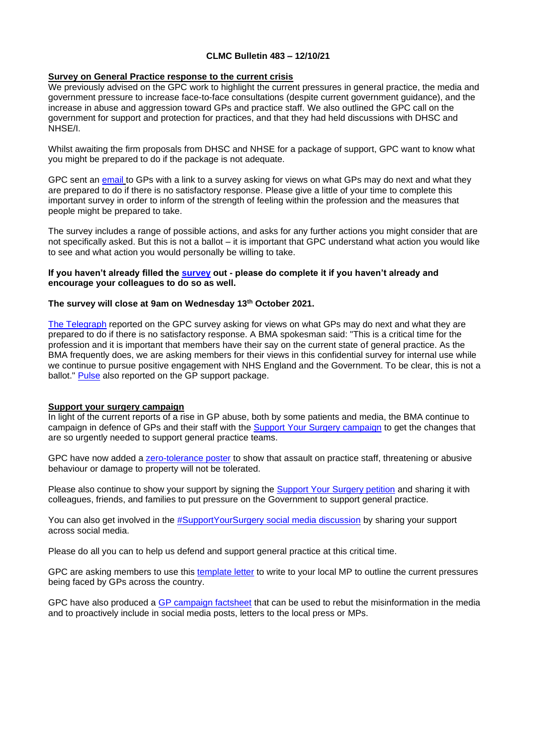**CLMC Bulletin 483 – 12/10/21**

**Survey on General Practice response to the current crisis**

We previously advised on the GPC work to highlight the current pressures in general practice, the media and government pressure to increase face-to-face consultations (despite current government guidance), and the increase in abuse and aggression toward GPs and practice staff. We also outlined the GPC call on the government for support and protection for practices, and that they had held discussions with DHSC and NHSE/I.

Whilst awaiting the firm proposals from DHSC and NHSE for a package of support, GPC want to know what you might be prepared to do if the package is not adequate.

GPC sent an email to GPs with a link to a survey asking for views on what GPs may do next and what they are prepared to do if there is no satisfactory response. Please give a little of your time to complete this important survey in order to inform of the strength of feeling within the profession and the measures that people might be prepared to take.

The survey includes a range of possible actions, and asks for any further actions you might consider that are not specifically asked. But this is not a ballot – it is important that GPC understand what action you would like to see and what action you would personally be willing to take.

**If you haven't already filled the survey out - please do complete it if you haven't already and encourage your colleagues to do so as well.**

**The survey will close at 9am on Wednesday 13th October 2021.**

The Telegraph reported on the GPC survey asking for views on what GPs may do next and what they are prepared to do if there is no satisfactory response. A BMA spokesman said: "This is a critical time for the profession and it is important that members have their say on the current state of general practice. As the BMA frequently does, we are asking members for their views in this confidential survey for internal use while we continue to pursue positive engagement with NHS England and the Government. To be clear, this is not a ballot." Pulse also reported on the GP support package.

**Support your surgery campaign**

In light of the current reports of a rise in GP abuse, both by some patients and media, the BMA continue to campaign in defence of GPs and their staff with the Support Your Surgery campaign to get the changes that are so urgently needed to support general practice teams.

GPC have now added a zero-tolerance poster to show that assault on practice staff, threatening or abusive behaviour or damage to property will not be tolerated.

Please also continue to show your support by signing the Support Your Surgery petition and sharing it with colleagues, friends, and families to put pressure on the Government to support general practice.

You can also get involved in the #SupportYourSurgery social media discussion by sharing your support across social media.

Please do all you can to help us defend and support general practice at this critical time.

GPC are asking members to use this template letter to write to your local MP to outline the current pressures being faced by GPs across the country.

GPC have also produced a GP campaign factsheet that can be used to rebut the misinformation in the media and to proactively include in social media posts, letters to the local press or MPs.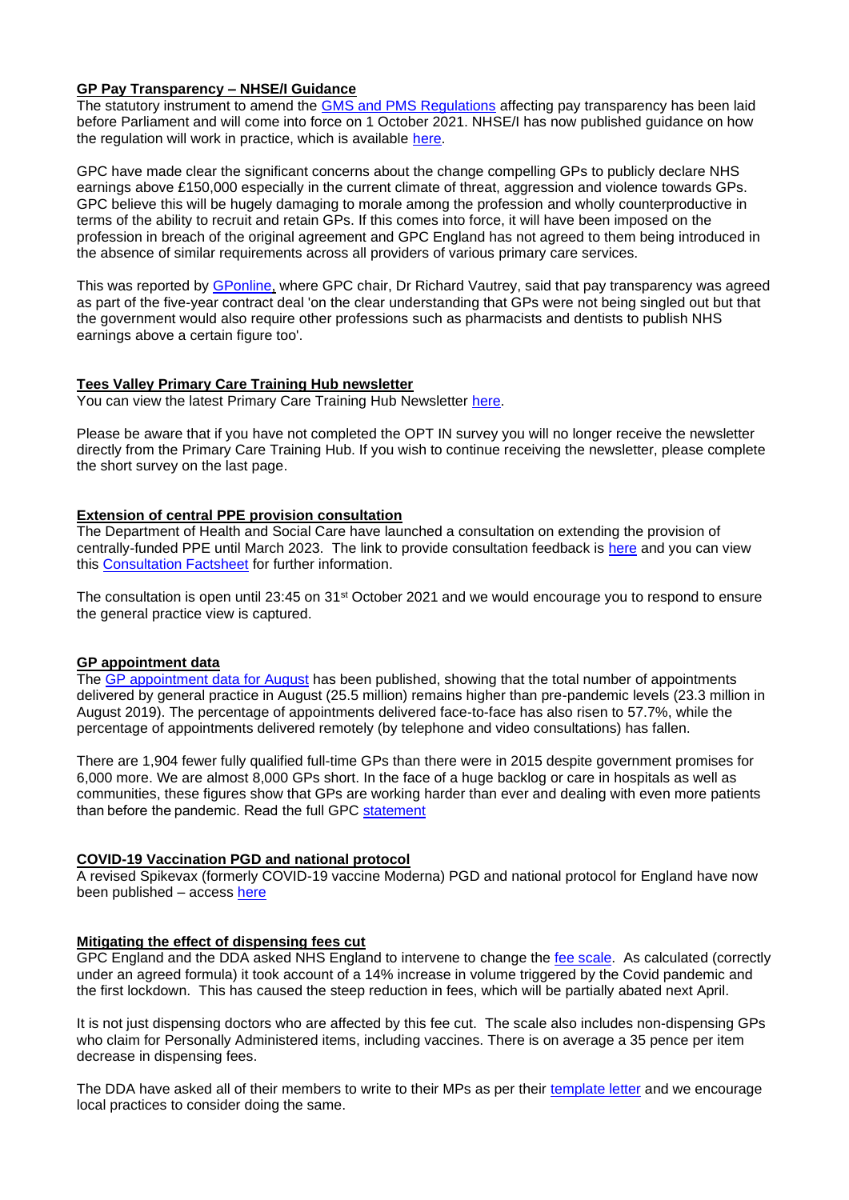## GP Pay Transparency – NHSE/I Guidance

The statutory instrument to amend the GMS and PMS Regulations affecting pay transparency has been laid before Parliament and will come into force on 1 October 2021. NHSE/I has now published guidance on how the regulation will work in practice, which is available here.

GPC have made clear the significant concerns about the change compelling GPs to publicly declare NHS earnings above £150,000 especially in the current climate of threat, aggression and violence towards GPs. GPC believe this will be hugely damaging to morale among the profession and wholly counterproductive in terms of the ability to recruit and retain GPs. If this comes into force, it will have been imposed on the profession in breach of the original agreement and GPC England has not agreed to them being introduced in the absence of similar requirements across all providers of various primary care services.

This was reported by GPonline, where GPC chair, Dr Richard Vautrey, said that pay transparency was agreed as part of the five-year contract deal 'on the clear understanding that GPs were not being singled out but that the government would also require other professions such as pharmacists and dentists to publish NHS earnings above a certain figure too'.

## Tees Valley Primary Care Training Hub newsletter

You can view the latest Primary Care Training Hub Newsletter here.

Please be aware that if you have not completed the OPT IN survey you will no longer receive the newsletter directly from the Primary Care Training Hub. If you wish to continue receiving the newsletter, please complete the short survey on the last page.

## Extension of central PPE provision consultation

The Department of Health and Social Care have launched a consultation on extending the provision of centrally-funded PPE until March 2023. The link to provide consultation feedback is here and you can view this Consultation Factsheet for further information.

The consultation is open until 23:45 on 31st October 2021 and we would encourage you to respond to ensure the general practice view is captured.

## GP appointment data

The GP appointment data for August has been published, showing that the total number of appointments delivered by general practice in August (25.5 million) remains higher than pre-pandemic levels (23.3 million in August 2019). The percentage of appointments delivered face-to-face has also risen to 57.7%, while the percentage of appointments delivered remotely (by telephone and video consultations) has fallen.

There are 1,904 fewer fully qualified full-time GPs than there were in 2015 despite government promises for 6,000 more. We are almost 8,000 GPs short. In the face of a huge backlog or care in hospitals as well as communities, these figures show that GPs are working harder than ever and dealing with even more patients than before the pandemic. Read the full GPC statement

## COVID-19 Vaccination PGD and national protocol

A revised Spikevax (formerly COVID-19 vaccine Moderna) PGD and national protocol for England have now been published – access here

## Mitigating the effect of dispensing fees cut

GPC England and the DDA asked NHS England to intervene to change the fee scale. As calculated (correctly under an agreed formula) it took account of a 14% increase in volume triggered by the Covid pandemic and the first lockdown. This has caused the steep reduction in fees, which will be partially abated next April.

It is not just dispensing doctors who are affected by this fee cut. The scale also includes non-dispensing GPs who claim for Personally Administered items, including vaccines. There is on average a 35 pence per item decrease in dispensing fees.

The DDA have asked all of their members to write to their MPs as per their template letter and we encourage local practices to consider doing the same.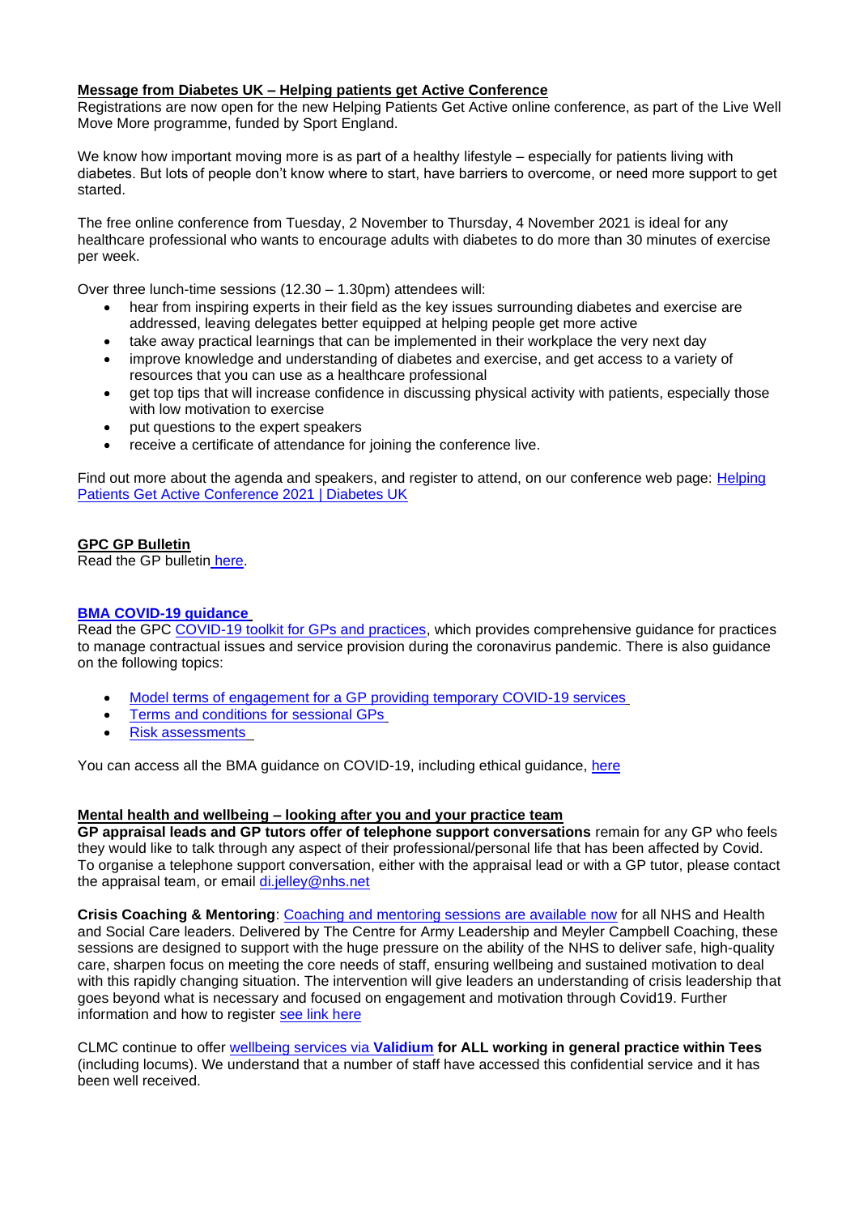**Message from Diabetes UK – Helping patients get Active Conference**

Registrations are now open for the new Helping Patients Get Active online conference, as part of the Live Well Move More programme, funded by Sport England.

We know how important moving more is as part of a healthy lifestyle – especially for patients living with diabetes. But lots of people don't know where to start, have barriers to overcome, or need more support to get started.

The free online conference from Tuesday, 2 November to Thursday, 4 November 2021 is ideal for any healthcare professional who wants to encourage adults with diabetes to do more than 30 minutes of exercise per week.

Over three lunch-time sessions (12.30 – 1.30pm) attendees will:

- hear from inspiring experts in their field as the key issues surrounding diabetes and exercise are addressed, leaving delegates better equipped at helping people get more active
- take away practical learnings that can be implemented in their workplace the very next day
- improve knowledge and understanding of diabetes and exercise, and get access to a variety of resources that you can use as a healthcare professional
- get top tips that will increase confidence in discussing physical activity with patients, especially those with low motivation to exercise
- put questions to the expert speakers
- receive a certificate of attendance for joining the conference live.

Find out more about the agenda and speakers, and register to attend, on our conference web page: Helping Patients Get Active Conference 2021 | Diabetes UK

**GPC GP Bulletin**

Read the GP bulletin here.

**BMA COVID-19 guidance**

Read the GPC COVID-19 toolkit for GPs and practices, which provides comprehensive guidance for practices to manage contractual issues and service provision during the coronavirus pandemic. There is also guidance on the following topics:

- Model terms of engagement for a GP providing temporary COVID-19 services
- Terms and conditions for sessional GPs
- Risk assessments

You can access all the BMA guidance on COVID-19, including ethical guidance, here

**Mental health and wellbeing – looking after you and your practice team**

**GP appraisal leads and GP tutors offer of telephone support conversations** remain for any GP who feels they would like to talk through any aspect of their professional/personal life that has been affected by Covid. To organise a telephone support conversation, either with the appraisal lead or with a GP tutor, please contact the appraisal team, or email di.jelley@nhs.net

**Crisis Coaching & Mentoring**: Coaching and mentoring sessions are available now for all NHS and Health and Social Care leaders. Delivered by The Centre for Army Leadership and Meyler Campbell Coaching, these sessions are designed to support with the huge pressure on the ability of the NHS to deliver safe, high-quality care, sharpen focus on meeting the core needs of staff, ensuring wellbeing and sustained motivation to deal with this rapidly changing situation. The intervention will give leaders an understanding of crisis leadership that goes beyond what is necessary and focused on engagement and motivation through Covid19. Further information and how to register see link here

CLMC continue to offer wellbeing services via **Validium** **for ALL working in general practice within Tees** (including locums). We understand that a number of staff have accessed this confidential service and it has been well received.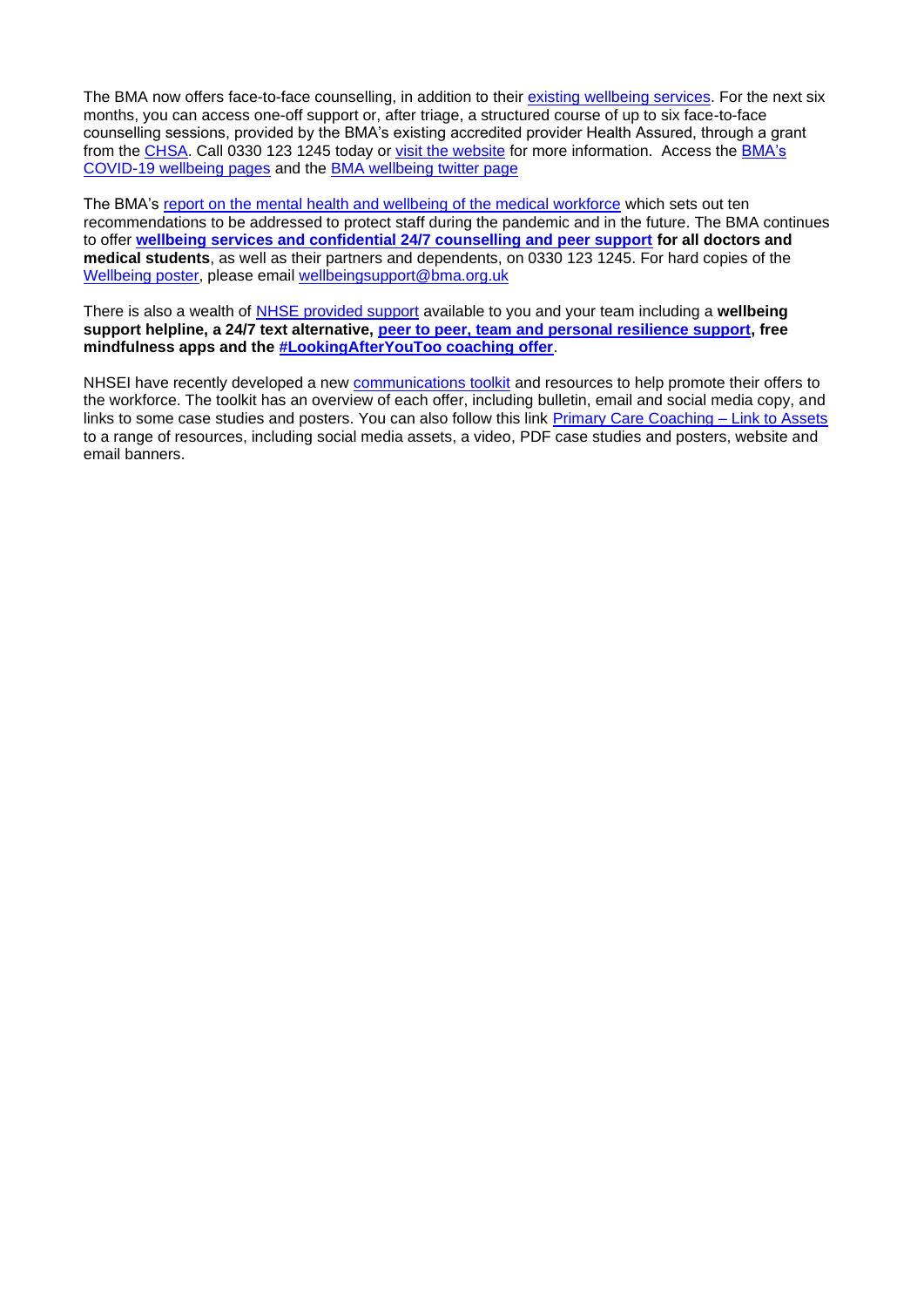The BMA now offers face-to-face counselling, in addition to their existing wellbeing services. For the next six months, you can access one-off support or, after triage, a structured course of up to six face-to-face counselling sessions, provided by the BMA's existing accredited provider Health Assured, through a grant from the CHSA. Call 0330 123 1245 today or visit the website for more information. Access the BMA's COVID-19 wellbeing pages and the BMA wellbeing twitter page

The BMA's report on the mental health and wellbeing of the medical workforce which sets out ten recommendations to be addressed to protect staff during the pandemic and in the future. The BMA continues to offer **wellbeing services and confidential 24/7 counselling and peer support for all doctors and medical students**, as well as their partners and dependents, on 0330 123 1245. For hard copies of the Wellbeing poster, please email wellbeingsupport@bma.org.uk

There is also a wealth of NHSE provided support available to you and your team including a **wellbeing support helpline, a 24/7 text alternative, peer to peer, team and personal resilience support, free mindfulness apps and the #LookingAfterYouToo coaching offer**.

NHSEI have recently developed a new communications toolkit and resources to help promote their offers to the workforce. The toolkit has an overview of each offer, including bulletin, email and social media copy, and links to some case studies and posters. You can also follow this link Primary Care Coaching – Link to Assets to a range of resources, including social media assets, a video, PDF case studies and posters, website and email banners.